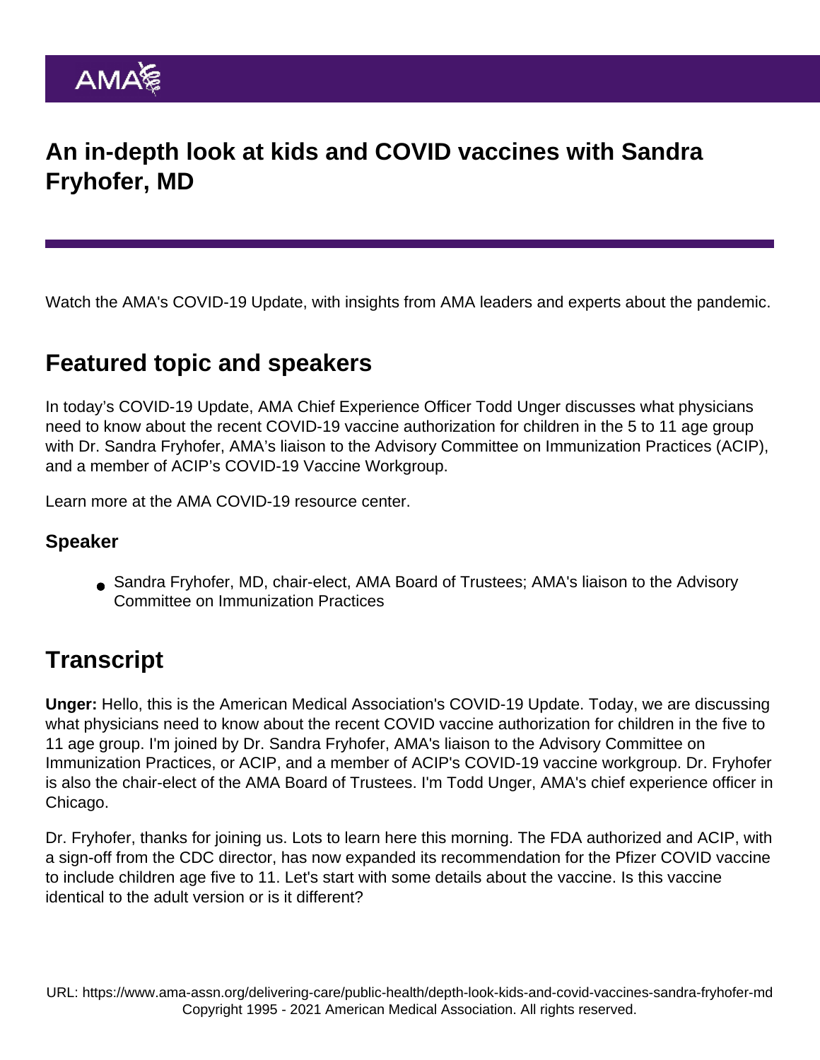# An in-depth look at kids and COVID vaccines with Sandra Fryhofer, MD

Watch the AMA's COVID-19 Update, with insights from AMA leaders and experts about the pandemic.

## Featured topic and speakers

In today's COVID-19 Update, AMA Chief Experience Officer Todd Unger discusses what physicians need to know about the recent COVID-19 vaccine authorization for children in the 5 to 11 age group with Dr. Sandra Fryhofer, AMA's liaison to the Advisory Committee on Immunization Practices (ACIP), and a member of ACIP's COVID-19 Vaccine Workgroup.

Learn more at the AMA COVID-19 resource center.

### Speaker

- Sandra Fryhofer, MD, chair-elect, AMA Board of Trustees; AMA's liaison to the Advisory Committee on Immunization Practices

## Transcript

**Unger:** Hello, this is the American Medical Association's COVID-19 Update. Today, we are discussing what physicians need to know about the recent COVID vaccine authorization for children in the five to 11 age group. I'm joined by Dr. Sandra Fryhofer, AMA's liaison to the Advisory Committee on Immunization Practices, or ACIP, and a member of ACIP's COVID-19 vaccine workgroup. Dr. Fryhofer is also the chair-elect of the AMA Board of Trustees. I'm Todd Unger, AMA's chief experience officer in Chicago.

Dr. Fryhofer, thanks for joining us. Lots to learn here this morning. The FDA authorized and ACIP, with a sign-off from the CDC director, has now expanded its recommendation for the Pfizer COVID vaccine to include children age five to 11. Let's start with some details about the vaccine. Is this vaccine identical to the adult version or is it different?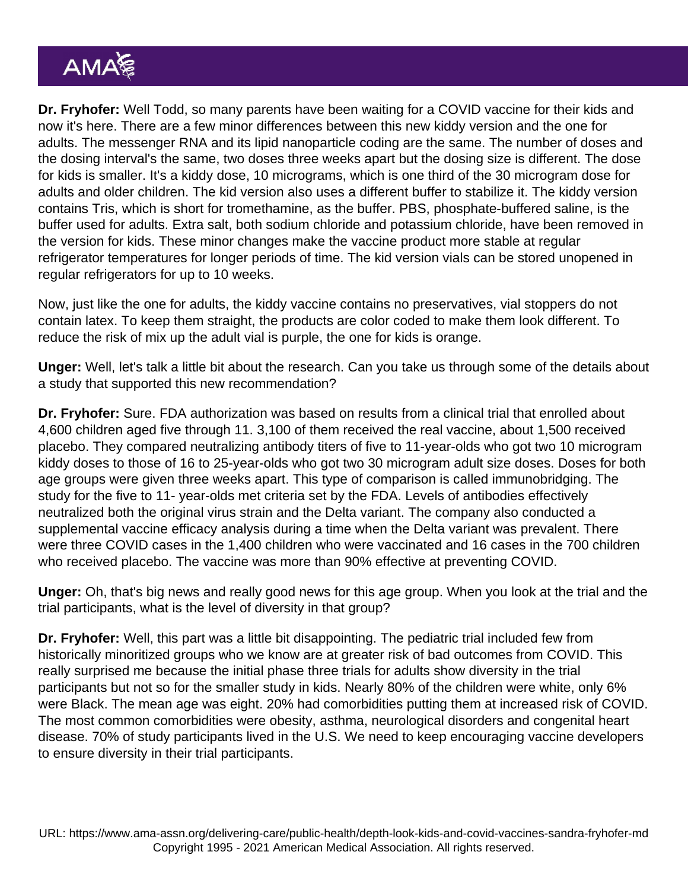**Dr. Fryhofer:** Well Todd, so many parents have been waiting for a COVID vaccine for their kids and now it's here. There are a few minor differences between this new kiddy version and the one for adults. The messenger RNA and its lipid nanoparticle coding are the same. The number of doses and the dosing interval's the same, two doses three weeks apart but the dosing size is different. The dose for kids is smaller. It's a kiddy dose, 10 micrograms, which is one third of the 30 microgram dose for adults and older children. The kid version also uses a different buffer to stabilize it. The kiddy version contains Tris, which is short for tromethamine, as the buffer. PBS, phosphate-buffered saline, is the buffer used for adults. Extra salt, both sodium chloride and potassium chloride, have been removed in the version for kids. These minor changes make the vaccine product more stable at regular refrigerator temperatures for longer periods of time. The kid version vials can be stored unopened in regular refrigerators for up to 10 weeks.

Now, just like the one for adults, the kiddy vaccine contains no preservatives, vial stoppers do not contain latex. To keep them straight, the products are color coded to make them look different. To reduce the risk of mix up the adult vial is purple, the one for kids is orange.

**Unger:** Well, let's talk a little bit about the research. Can you take us through some of the details about a study that supported this new recommendation?

**Dr. Fryhofer:** Sure. FDA authorization was based on results from a clinical trial that enrolled about 4,600 children aged five through 11. 3,100 of them received the real vaccine, about 1,500 received placebo. They compared neutralizing antibody titers of five to 11-year-olds who got two 10 microgram kiddy doses to those of 16 to 25-year-olds who got two 30 microgram adult size doses. Doses for both age groups were given three weeks apart. This type of comparison is called immunobridging. The study for the five to 11- year-olds met criteria set by the FDA. Levels of antibodies effectively neutralized both the original virus strain and the Delta variant. The company also conducted a supplemental vaccine efficacy analysis during a time when the Delta variant was prevalent. There were three COVID cases in the 1,400 children who were vaccinated and 16 cases in the 700 children who received placebo. The vaccine was more than 90% effective at preventing COVID.

**Unger:** Oh, that's big news and really good news for this age group. When you look at the trial and the trial participants, what is the level of diversity in that group?

**Dr. Fryhofer:** Well, this part was a little bit disappointing. The pediatric trial included few from historically minoritized groups who we know are at greater risk of bad outcomes from COVID. This really surprised me because the initial phase three trials for adults show diversity in the trial participants but not so for the smaller study in kids. Nearly 80% of the children were white, only 6% were Black. The mean age was eight. 20% had comorbidities putting them at increased risk of COVID. The most common comorbidities were obesity, asthma, neurological disorders and congenital heart disease. 70% of study participants lived in the U.S. We need to keep encouraging vaccine developers to ensure diversity in their trial participants.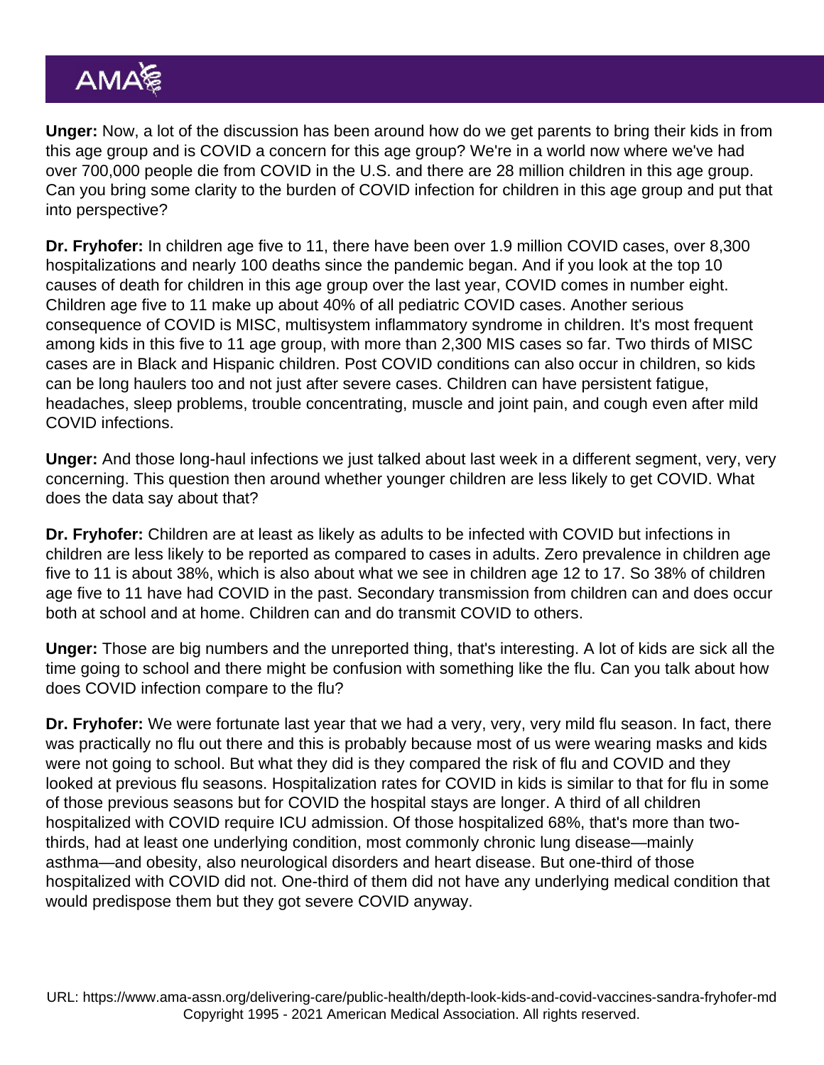**Unger:** Now, a lot of the discussion has been around how do we get parents to bring their kids in from this age group and is COVID a concern for this age group? We're in a world now where we've had over 700,000 people die from COVID in the U.S. and there are 28 million children in this age group. Can you bring some clarity to the burden of COVID infection for children in this age group and put that into perspective?

**Dr. Fryhofer:** In children age five to 11, there have been over 1.9 million COVID cases, over 8,300 hospitalizations and nearly 100 deaths since the pandemic began. And if you look at the top 10 causes of death for children in this age group over the last year, COVID comes in number eight. Children age five to 11 make up about 40% of all pediatric COVID cases. Another serious consequence of COVID is MISC, multisystem inflammatory syndrome in children. It's most frequent among kids in this five to 11 age group, with more than 2,300 MIS cases so far. Two thirds of MISC cases are in Black and Hispanic children. Post COVID conditions can also occur in children, so kids can be long haulers too and not just after severe cases. Children can have persistent fatigue, headaches, sleep problems, trouble concentrating, muscle and joint pain, and cough even after mild COVID infections.

**Unger:** And those long-haul infections we just talked about last week in a different segment, very, very concerning. This question then around whether younger children are less likely to get COVID. What does the data say about that?

**Dr. Fryhofer:** Children are at least as likely as adults to be infected with COVID but infections in children are less likely to be reported as compared to cases in adults. Zero prevalence in children age five to 11 is about 38%, which is also about what we see in children age 12 to 17. So 38% of children age five to 11 have had COVID in the past. Secondary transmission from children can and does occur both at school and at home. Children can and do transmit COVID to others.

**Unger:** Those are big numbers and the unreported thing, that's interesting. A lot of kids are sick all the time going to school and there might be confusion with something like the flu. Can you talk about how does COVID infection compare to the flu?

**Dr. Fryhofer:** We were fortunate last year that we had a very, very, very mild flu season. In fact, there was practically no flu out there and this is probably because most of us were wearing masks and kids were not going to school. But what they did is they compared the risk of flu and COVID and they looked at previous flu seasons. Hospitalization rates for COVID in kids is similar to that for flu in some of those previous seasons but for COVID the hospital stays are longer. A third of all children hospitalized with COVID require ICU admission. Of those hospitalized 68%, that's more than two-thirds, had at least one underlying condition, most commonly chronic lung disease—mainly asthma—and obesity, also neurological disorders and heart disease. But one-third of those hospitalized with COVID did not. One-third of them did not have any underlying medical condition that would predispose them but they got severe COVID anyway.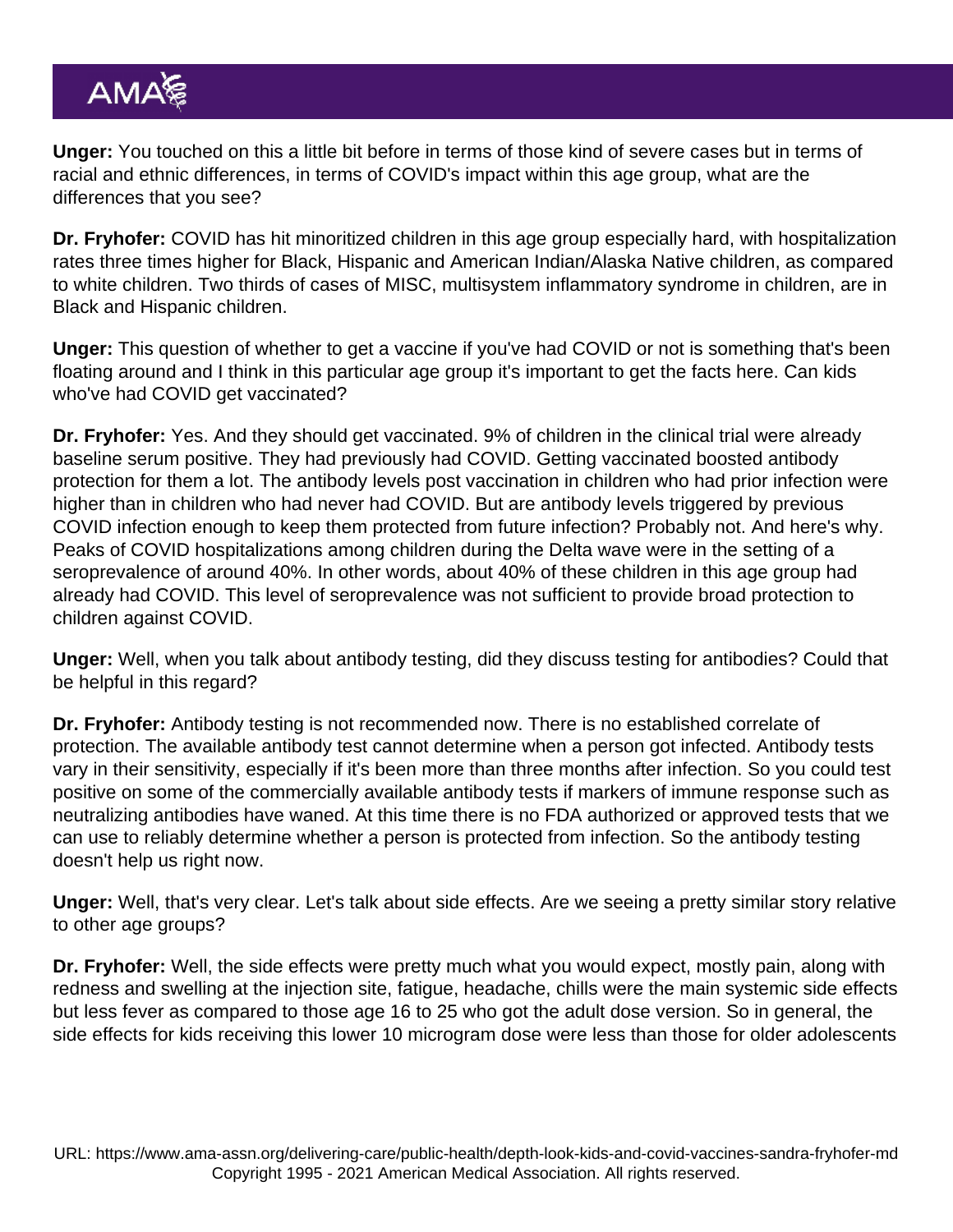**Unger:** You touched on this a little bit before in terms of those kind of severe cases but in terms of racial and ethnic differences, in terms of COVID's impact within this age group, what are the differences that you see?

**Dr. Fryhofer:** COVID has hit minoritized children in this age group especially hard, with hospitalization rates three times higher for Black, Hispanic and American Indian/Alaska Native children, as compared to white children. Two thirds of cases of MISC, multisystem inflammatory syndrome in children, are in Black and Hispanic children.

**Unger:** This question of whether to get a vaccine if you've had COVID or not is something that's been floating around and I think in this particular age group it's important to get the facts here. Can kids who've had COVID get vaccinated?

**Dr. Fryhofer:** Yes. And they should get vaccinated. 9% of children in the clinical trial were already baseline serum positive. They had previously had COVID. Getting vaccinated boosted antibody protection for them a lot. The antibody levels post vaccination in children who had prior infection were higher than in children who had never had COVID. But are antibody levels triggered by previous COVID infection enough to keep them protected from future infection? Probably not. And here's why. Peaks of COVID hospitalizations among children during the Delta wave were in the setting of a seroprevalence of around 40%. In other words, about 40% of these children in this age group had already had COVID. This level of seroprevalence was not sufficient to provide broad protection to children against COVID.

**Unger:** Well, when you talk about antibody testing, did they discuss testing for antibodies? Could that be helpful in this regard?

**Dr. Fryhofer:** Antibody testing is not recommended now. There is no established correlate of protection. The available antibody test cannot determine when a person got infected. Antibody tests vary in their sensitivity, especially if it's been more than three months after infection. So you could test positive on some of the commercially available antibody tests if markers of immune response such as neutralizing antibodies have waned. At this time there is no FDA authorized or approved tests that we can use to reliably determine whether a person is protected from infection. So the antibody testing doesn't help us right now.

**Unger:** Well, that's very clear. Let's talk about side effects. Are we seeing a pretty similar story relative to other age groups?

**Dr. Fryhofer:** Well, the side effects were pretty much what you would expect, mostly pain, along with redness and swelling at the injection site, fatigue, headache, chills were the main systemic side effects but less fever as compared to those age 16 to 25 who got the adult dose version. So in general, the side effects for kids receiving this lower 10 microgram dose were less than those for older adolescents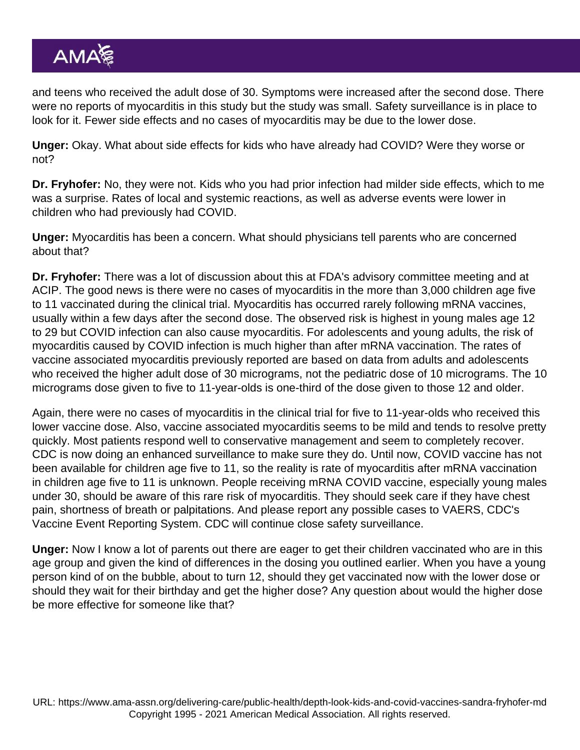and teens who received the adult dose of 30. Symptoms were increased after the second dose. There were no reports of myocarditis in this study but the study was small. Safety surveillance is in place to look for it. Fewer side effects and no cases of myocarditis may be due to the lower dose.

**Unger:** Okay. What about side effects for kids who have already had COVID? Were they worse or not?

**Dr. Fryhofer:** No, they were not. Kids who you had prior infection had milder side effects, which to me was a surprise. Rates of local and systemic reactions, as well as adverse events were lower in children who had previously had COVID.

**Unger:** Myocarditis has been a concern. What should physicians tell parents who are concerned about that?

**Dr. Fryhofer:** There was a lot of discussion about this at FDA's advisory committee meeting and at ACIP. The good news is there were no cases of myocarditis in the more than 3,000 children age five to 11 vaccinated during the clinical trial. Myocarditis has occurred rarely following mRNA vaccines, usually within a few days after the second dose. The observed risk is highest in young males age 12 to 29 but COVID infection can also cause myocarditis. For adolescents and young adults, the risk of myocarditis caused by COVID infection is much higher than after mRNA vaccination. The rates of vaccine associated myocarditis previously reported are based on data from adults and adolescents who received the higher adult dose of 30 micrograms, not the pediatric dose of 10 micrograms. The 10 micrograms dose given to five to 11-year-olds is one-third of the dose given to those 12 and older.

Again, there were no cases of myocarditis in the clinical trial for five to 11-year-olds who received this lower vaccine dose. Also, vaccine associated myocarditis seems to be mild and tends to resolve pretty quickly. Most patients respond well to conservative management and seem to completely recover. CDC is now doing an enhanced surveillance to make sure they do. Until now, COVID vaccine has not been available for children age five to 11, so the reality is rate of myocarditis after mRNA vaccination in children age five to 11 is unknown. People receiving mRNA COVID vaccine, especially young males under 30, should be aware of this rare risk of myocarditis. They should seek care if they have chest pain, shortness of breath or palpitations. And please report any possible cases to VAERS, CDC's Vaccine Event Reporting System. CDC will continue close safety surveillance.

**Unger:** Now I know a lot of parents out there are eager to get their children vaccinated who are in this age group and given the kind of differences in the dosing you outlined earlier. When you have a young person kind of on the bubble, about to turn 12, should they get vaccinated now with the lower dose or should they wait for their birthday and get the higher dose? Any question about would the higher dose be more effective for someone like that?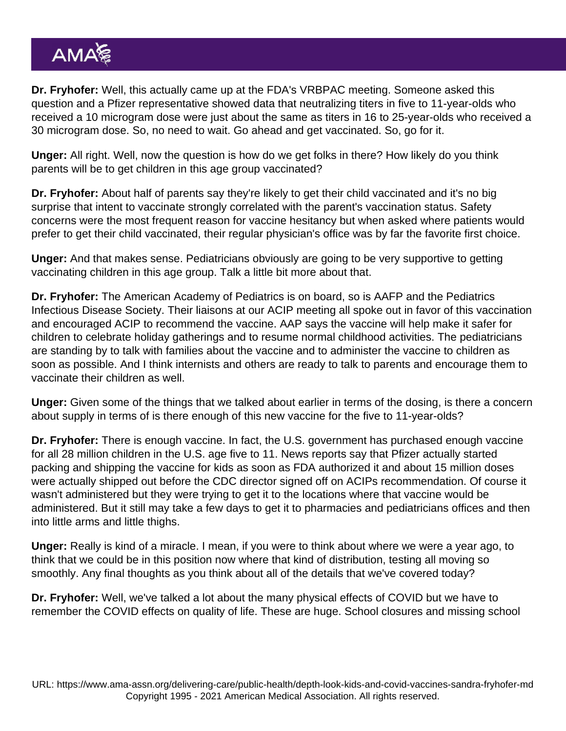**Dr. Fryhofer:** Well, this actually came up at the FDA's VRBPAC meeting. Someone asked this question and a Pfizer representative showed data that neutralizing titers in five to 11-year-olds who received a 10 microgram dose were just about the same as titers in 16 to 25-year-olds who received a 30 microgram dose. So, no need to wait. Go ahead and get vaccinated. So, go for it.

**Unger:** All right. Well, now the question is how do we get folks in there? How likely do you think parents will be to get children in this age group vaccinated?

**Dr. Fryhofer:** About half of parents say they're likely to get their child vaccinated and it's no big surprise that intent to vaccinate strongly correlated with the parent's vaccination status. Safety concerns were the most frequent reason for vaccine hesitancy but when asked where patients would prefer to get their child vaccinated, their regular physician's office was by far the favorite first choice.

**Unger:** And that makes sense. Pediatricians obviously are going to be very supportive to getting vaccinating children in this age group. Talk a little bit more about that.

**Dr. Fryhofer:** The American Academy of Pediatrics is on board, so is AAFP and the Pediatrics Infectious Disease Society. Their liaisons at our ACIP meeting all spoke out in favor of this vaccination and encouraged ACIP to recommend the vaccine. AAP says the vaccine will help make it safer for children to celebrate holiday gatherings and to resume normal childhood activities. The pediatricians are standing by to talk with families about the vaccine and to administer the vaccine to children as soon as possible. And I think internists and others are ready to talk to parents and encourage them to vaccinate their children as well.

**Unger:** Given some of the things that we talked about earlier in terms of the dosing, is there a concern about supply in terms of is there enough of this new vaccine for the five to 11-year-olds?

**Dr. Fryhofer:** There is enough vaccine. In fact, the U.S. government has purchased enough vaccine for all 28 million children in the U.S. age five to 11. News reports say that Pfizer actually started packing and shipping the vaccine for kids as soon as FDA authorized it and about 15 million doses were actually shipped out before the CDC director signed off on ACIPs recommendation. Of course it wasn't administered but they were trying to get it to the locations where that vaccine would be administered. But it still may take a few days to get it to pharmacies and pediatricians offices and then into little arms and little thighs.

**Unger:** Really is kind of a miracle. I mean, if you were to think about where we were a year ago, to think that we could be in this position now where that kind of distribution, testing all moving so smoothly. Any final thoughts as you think about all of the details that we've covered today?

**Dr. Fryhofer:** Well, we've talked a lot about the many physical effects of COVID but we have to remember the COVID effects on quality of life. These are huge. School closures and missing school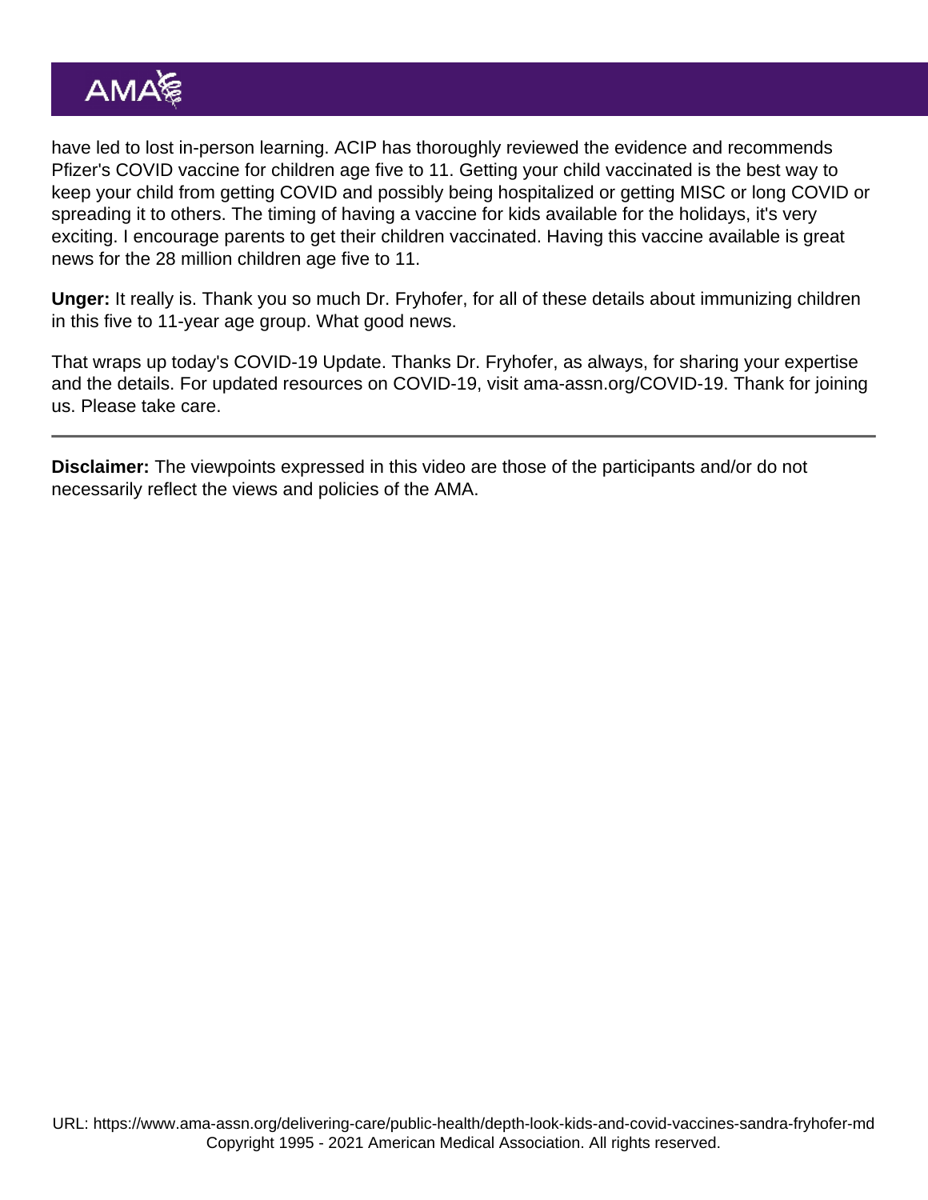have led to lost in-person learning. ACIP has thoroughly reviewed the evidence and recommends Pfizer's COVID vaccine for children age five to 11. Getting your child vaccinated is the best way to keep your child from getting COVID and possibly being hospitalized or getting MISC or long COVID or spreading it to others. The timing of having a vaccine for kids available for the holidays, it's very exciting. I encourage parents to get their children vaccinated. Having this vaccine available is great news for the 28 million children age five to 11.

**Unger:** It really is. Thank you so much Dr. Fryhofer, for all of these details about immunizing children in this five to 11-year age group. What good news.

That wraps up today's COVID-19 Update. Thanks Dr. Fryhofer, as always, for sharing your expertise and the details. For updated resources on COVID-19, visit ama-assn.org/COVID-19. Thank for joining us. Please take care.

---

**Disclaimer:** The viewpoints expressed in this video are those of the participants and/or do not necessarily reflect the views and policies of the AMA.